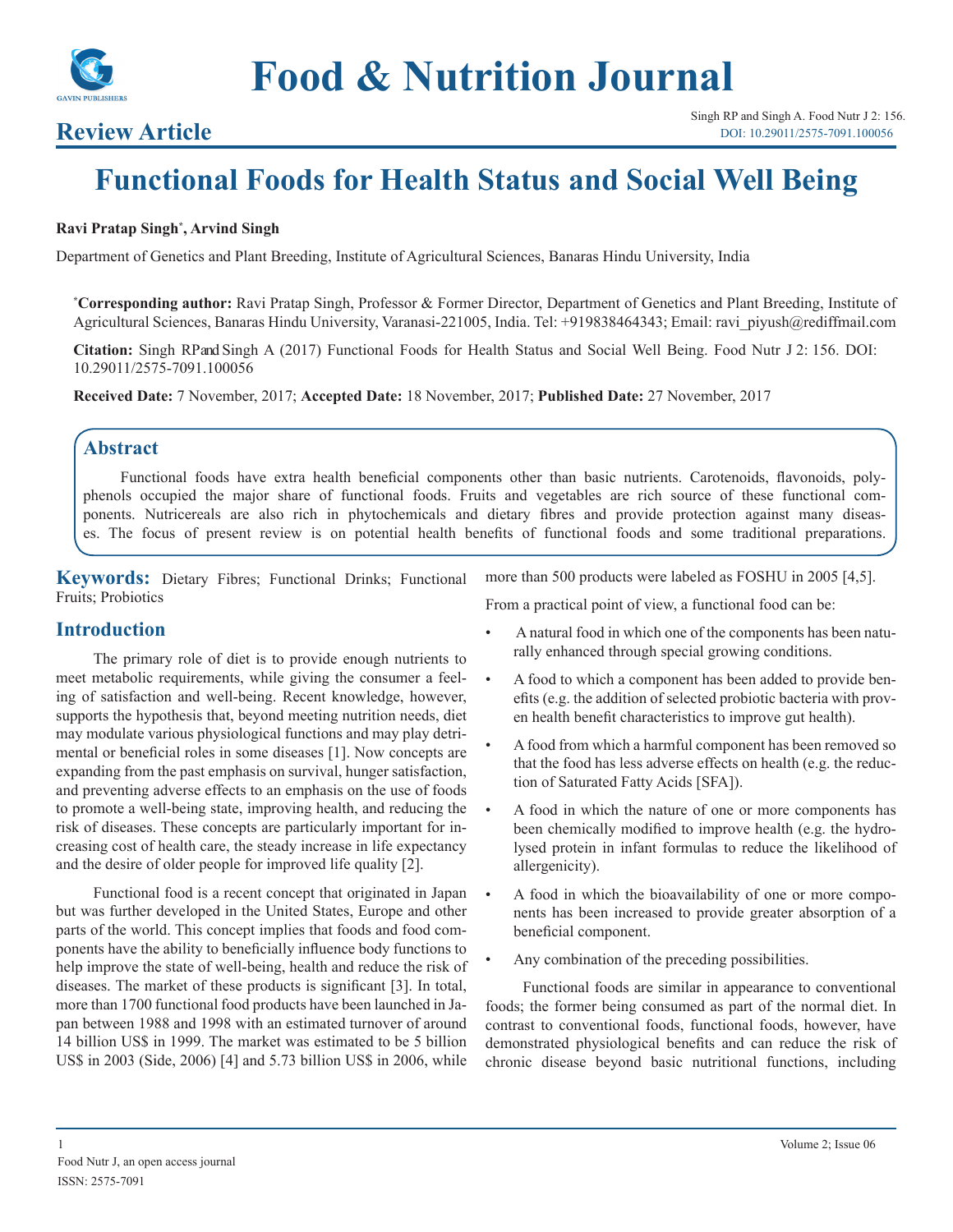# Food & Nutrition Journal

**Review Article**

Singh RP and Singh A. Food Nutr J 2: 156.
DOI: 10.29011/2575-7091.100056

# Functional Foods for Health Status and Social Well Being

**Ravi Pratap Singh*, Arvind Singh**

Department of Genetics and Plant Breeding, Institute of Agricultural Sciences, Banaras Hindu University, India

***Corresponding author:** Ravi Pratap Singh, Professor & Former Director, Department of Genetics and Plant Breeding, Institute of Agricultural Sciences, Banaras Hindu University, Varanasi-221005, India. Tel: +919838464343; Email: ravi_piyush@rediffmail.com

**Citation:** Singh RP and Singh A (2017) Functional Foods for Health Status and Social Well Being. Food Nutr J 2: 156. DOI: 10.29011/2575-7091.100056

**Received Date:** 7 November, 2017; **Accepted Date:** 18 November, 2017; **Published Date:** 27 November, 2017

## Abstract

Functional foods have extra health beneficial components other than basic nutrients. Carotenoids, flavonoids, polyphenols occupied the major share of functional foods. Fruits and vegetables are rich source of these functional components. Nutricereals are also rich in phytochemicals and dietary fibres and provide protection against many diseases. The focus of present review is on potential health benefits of functional foods and some traditional preparations.

**Keywords:** Dietary Fibres; Functional Drinks; Functional Fruits; Probiotics

## Introduction

The primary role of diet is to provide enough nutrients to meet metabolic requirements, while giving the consumer a feeling of satisfaction and well-being. Recent knowledge, however, supports the hypothesis that, beyond meeting nutrition needs, diet may modulate various physiological functions and may play detrimental or beneficial roles in some diseases [1]. Now concepts are expanding from the past emphasis on survival, hunger satisfaction, and preventing adverse effects to an emphasis on the use of foods to promote a well-being state, improving health, and reducing the risk of diseases. These concepts are particularly important for increasing cost of health care, the steady increase in life expectancy and the desire of older people for improved life quality [2].

Functional food is a recent concept that originated in Japan but was further developed in the United States, Europe and other parts of the world. This concept implies that foods and food components have the ability to beneficially influence body functions to help improve the state of well-being, health and reduce the risk of diseases. The market of these products is significant [3]. In total, more than 1700 functional food products have been launched in Japan between 1988 and 1998 with an estimated turnover of around 14 billion US$ in 1999. The market was estimated to be 5 billion US$ in 2003 (Side, 2006) [4] and 5.73 billion US$ in 2006, while more than 500 products were labeled as FOSHU in 2005 [4,5].

From a practical point of view, a functional food can be:

- A natural food in which one of the components has been naturally enhanced through special growing conditions.
- A food to which a component has been added to provide benefits (e.g. the addition of selected probiotic bacteria with proven health benefit characteristics to improve gut health).
- A food from which a harmful component has been removed so that the food has less adverse effects on health (e.g. the reduction of Saturated Fatty Acids [SFA]).
- A food in which the nature of one or more components has been chemically modified to improve health (e.g. the hydrolysed protein in infant formulas to reduce the likelihood of allergenicity).
- A food in which the bioavailability of one or more components has been increased to provide greater absorption of a beneficial component.
- Any combination of the preceding possibilities.

Functional foods are similar in appearance to conventional foods; the former being consumed as part of the normal diet. In contrast to conventional foods, functional foods, however, have demonstrated physiological benefits and can reduce the risk of chronic disease beyond basic nutritional functions, including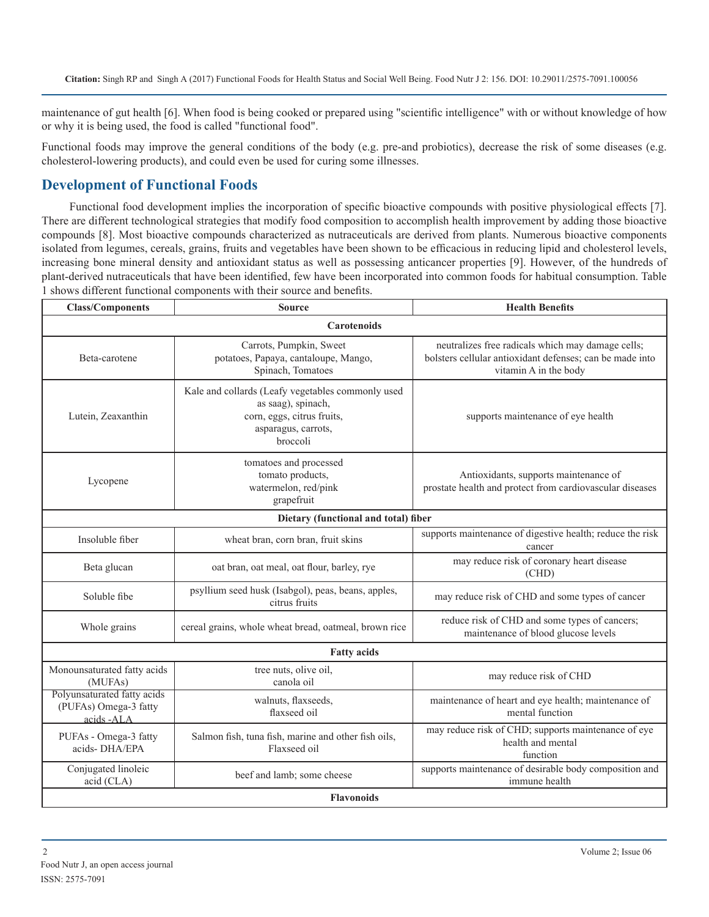maintenance of gut health [6]. When food is being cooked or prepared using "scientific intelligence" with or without knowledge of how or why it is being used, the food is called "functional food".

Functional foods may improve the general conditions of the body (e.g. pre-and probiotics), decrease the risk of some diseases (e.g. cholesterol-lowering products), and could even be used for curing some illnesses.

## Development of Functional Foods

Functional food development implies the incorporation of specific bioactive compounds with positive physiological effects [7]. There are different technological strategies that modify food composition to accomplish health improvement by adding those bioactive compounds [8]. Most bioactive compounds characterized as nutraceuticals are derived from plants. Numerous bioactive components isolated from legumes, cereals, grains, fruits and vegetables have been shown to be efficacious in reducing lipid and cholesterol levels, increasing bone mineral density and antioxidant status as well as possessing anticancer properties [9]. However, of the hundreds of plant-derived nutraceuticals that have been identified, few have been incorporated into common foods for habitual consumption. Table 1 shows different functional components with their source and benefits.

| Class/Components | Source | Health Benefits |
|---|---|---|
| **Carotenoids** | | |
| Beta-carotene | Carrots, Pumpkin, Sweet potatoes, Papaya, cantaloupe, Mango, Spinach, Tomatoes | neutralizes free radicals which may damage cells; bolsters cellular antioxidant defenses; can be made into vitamin A in the body |
| Lutein, Zeaxanthin | Kale and collards (Leafy vegetables commonly used as saag), spinach, corn, eggs, citrus fruits, asparagus, carrots, broccoli | supports maintenance of eye health |
| Lycopene | tomatoes and processed tomato products, watermelon, red/pink grapefruit | Antioxidants, supports maintenance of prostate health and protect from cardiovascular diseases |
| **Dietary (functional and total) fiber** | | |
| Insoluble fiber | wheat bran, corn bran, fruit skins | supports maintenance of digestive health; reduce the risk cancer |
| Beta glucan | oat bran, oat meal, oat flour, barley, rye | may reduce risk of coronary heart disease (CHD) |
| Soluble fibe | psyllium seed husk (Isabgol), peas, beans, apples, citrus fruits | may reduce risk of CHD and some types of cancer |
| Whole grains | cereal grains, whole wheat bread, oatmeal, brown rice | reduce risk of CHD and some types of cancers; maintenance of blood glucose levels |
| **Fatty acids** | | |
| Monounsaturated fatty acids (MUFAs) | tree nuts, olive oil, canola oil | may reduce risk of CHD |
| Polyunsaturated fatty acids (PUFAs) Omega-3 fatty acids -ALA | walnuts, flaxseeds, flaxseed oil | maintenance of heart and eye health; maintenance of mental function |
| PUFAs - Omega-3 fatty acids- DHA/EPA | Salmon fish, tuna fish, marine and other fish oils, Flaxseed oil | may reduce risk of CHD; supports maintenance of eye health and mental function |
| Conjugated linoleic acid (CLA) | beef and lamb; some cheese | supports maintenance of desirable body composition and immune health |
| **Flavonoids** | | |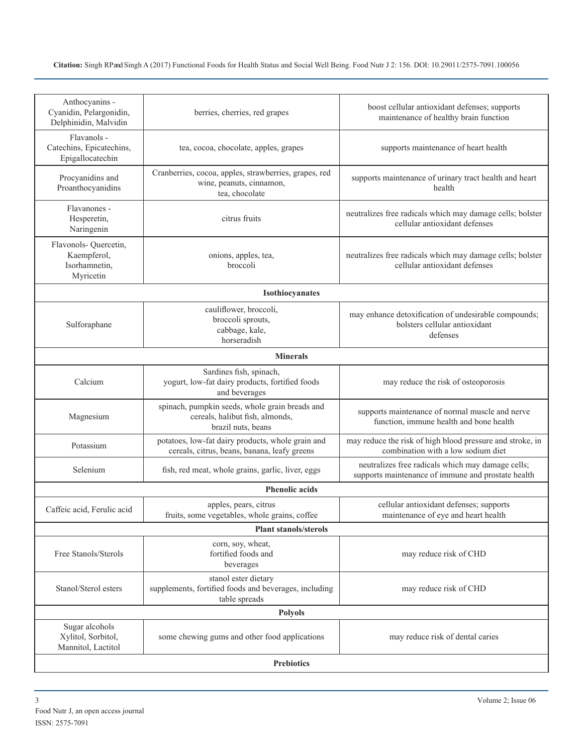| | | |
|---|---|---|
| Anthocyanins - Cyanidin, Pelargonidin, Delphinidin, Malvidin | berries, cherries, red grapes | boost cellular antioxidant defenses; supports maintenance of healthy brain function |
| Flavanols - Catechins, Epicatechins, Epigallocatechin | tea, cocoa, chocolate, apples, grapes | supports maintenance of heart health |
| Procyanidins and Proanthocyanidins | Cranberries, cocoa, apples, strawberries, grapes, red wine, peanuts, cinnamon, tea, chocolate | supports maintenance of urinary tract health and heart health |
| Flavanones - Hesperetin, Naringenin | citrus fruits | neutralizes free radicals which may damage cells; bolster cellular antioxidant defenses |
| Flavonols- Quercetin, Kaempferol, Isorhamnetin, Myricetin | onions, apples, tea, broccoli | neutralizes free radicals which may damage cells; bolster cellular antioxidant defenses |
| **Isothiocyanates** | | |
| Sulforaphane | cauliflower, broccoli, broccoli sprouts, cabbage, kale, horseradish | may enhance detoxification of undesirable compounds; bolsters cellular antioxidant defenses |
| **Minerals** | | |
| Calcium | Sardines fish, spinach, yogurt, low-fat dairy products, fortified foods and beverages | may reduce the risk of osteoporosis |
| Magnesium | spinach, pumpkin seeds, whole grain breads and cereals, halibut fish, almonds, brazil nuts, beans | supports maintenance of normal muscle and nerve function, immune health and bone health |
| Potassium | potatoes, low-fat dairy products, whole grain and cereals, citrus, beans, banana, leafy greens | may reduce the risk of high blood pressure and stroke, in combination with a low sodium diet |
| Selenium | fish, red meat, whole grains, garlic, liver, eggs | neutralizes free radicals which may damage cells; supports maintenance of immune and prostate health |
| **Phenolic acids** | | |
| Caffeic acid, Ferulic acid | apples, pears, citrus fruits, some vegetables, whole grains, coffee | cellular antioxidant defenses; supports maintenance of eye and heart health |
| **Plant stanols/sterols** | | |
| Free Stanols/Sterols | corn, soy, wheat, fortified foods and beverages | may reduce risk of CHD |
| Stanol/Sterol esters | stanol ester dietary supplements, fortified foods and beverages, including table spreads | may reduce risk of CHD |
| **Polyols** | | |
| Sugar alcohols Xylitol, Sorbitol, Mannitol, Lactitol | some chewing gums and other food applications | may reduce risk of dental caries |
| **Prebiotics** | | |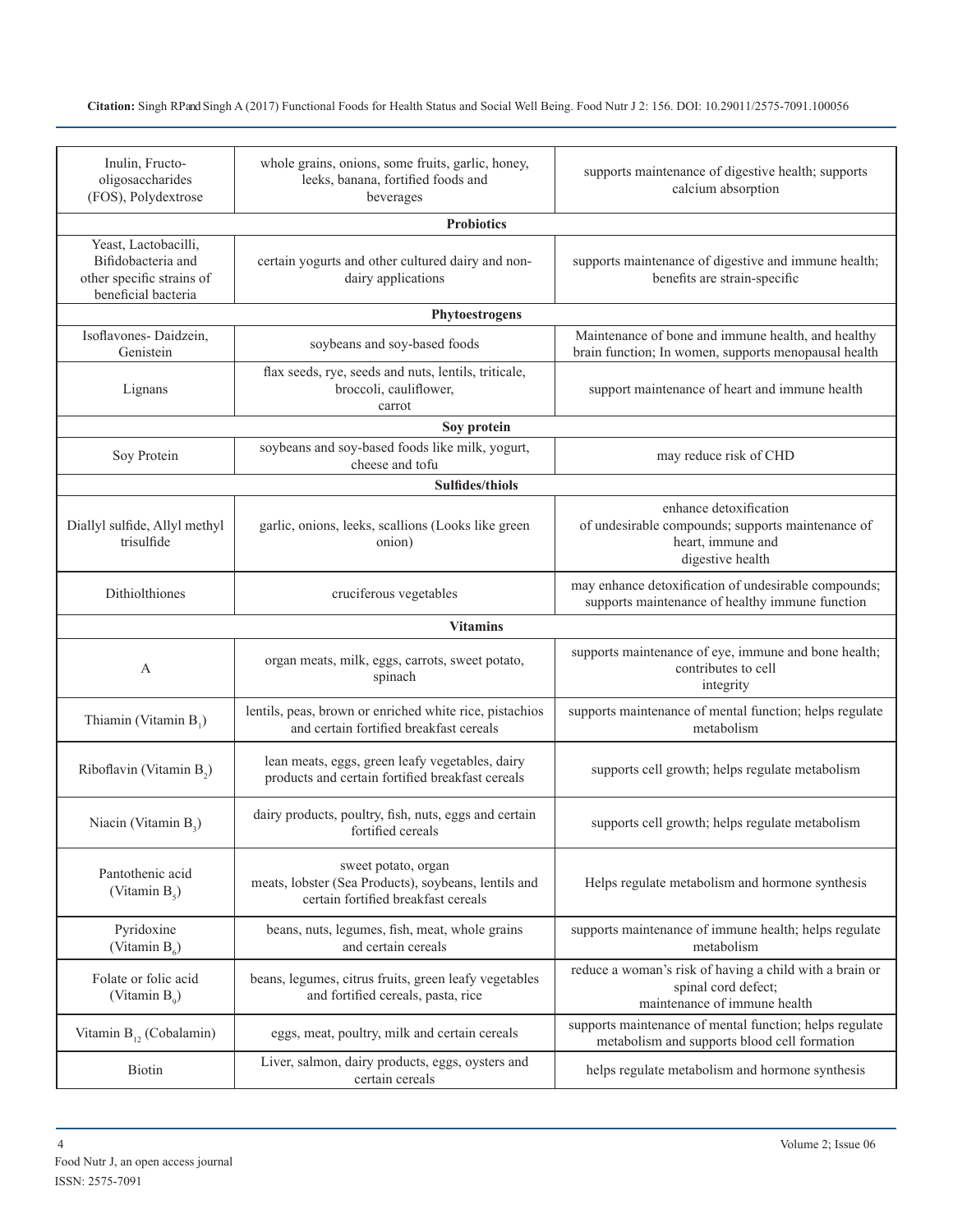| | | |
|---|---|---|
| Inulin, Fructo-oligosaccharides (FOS), Polydextrose | whole grains, onions, some fruits, garlic, honey, leeks, banana, fortified foods and beverages | supports maintenance of digestive health; supports calcium absorption |
| **Probiotics** | | |
| Yeast, Lactobacilli, Bifidobacteria and other specific strains of beneficial bacteria | certain yogurts and other cultured dairy and non-dairy applications | supports maintenance of digestive and immune health; benefits are strain-specific |
| **Phytoestrogens** | | |
| Isoflavones- Daidzein, Genistein | soybeans and soy-based foods | Maintenance of bone and immune health, and healthy brain function; In women, supports menopausal health |
| Lignans | flax seeds, rye, seeds and nuts, lentils, triticale, broccoli, cauliflower, carrot | support maintenance of heart and immune health |
| **Soy protein** | | |
| Soy Protein | soybeans and soy-based foods like milk, yogurt, cheese and tofu | may reduce risk of CHD |
| **Sulfides/thiols** | | |
| Diallyl sulfide, Allyl methyl trisulfide | garlic, onions, leeks, scallions (Looks like green onion) | enhance detoxification of undesirable compounds; supports maintenance of heart, immune and digestive health |
| Dithiolthiones | cruciferous vegetables | may enhance detoxification of undesirable compounds; supports maintenance of healthy immune function |
| **Vitamins** | | |
| A | organ meats, milk, eggs, carrots, sweet potato, spinach | supports maintenance of eye, immune and bone health; contributes to cell integrity |
| Thiamin (Vitamin $B_1$) | lentils, peas, brown or enriched white rice, pistachios and certain fortified breakfast cereals | supports maintenance of mental function; helps regulate metabolism |
| Riboflavin (Vitamin $B_2$) | lean meats, eggs, green leafy vegetables, dairy products and certain fortified breakfast cereals | supports cell growth; helps regulate metabolism |
| Niacin (Vitamin $B_3$) | dairy products, poultry, fish, nuts, eggs and certain fortified cereals | supports cell growth; helps regulate metabolism |
| Pantothenic acid (Vitamin $B_5$) | sweet potato, organ meats, lobster (Sea Products), soybeans, lentils and certain fortified breakfast cereals | Helps regulate metabolism and hormone synthesis |
| Pyridoxine (Vitamin $B_6$) | beans, nuts, legumes, fish, meat, whole grains and certain cereals | supports maintenance of immune health; helps regulate metabolism |
| Folate or folic acid (Vitamin $B_9$) | beans, legumes, citrus fruits, green leafy vegetables and fortified cereals, pasta, rice | reduce a woman's risk of having a child with a brain or spinal cord defect; maintenance of immune health |
| Vitamin $B_{12}$ (Cobalamin) | eggs, meat, poultry, milk and certain cereals | supports maintenance of mental function; helps regulate metabolism and supports blood cell formation |
| Biotin | Liver, salmon, dairy products, eggs, oysters and certain cereals | helps regulate metabolism and hormone synthesis |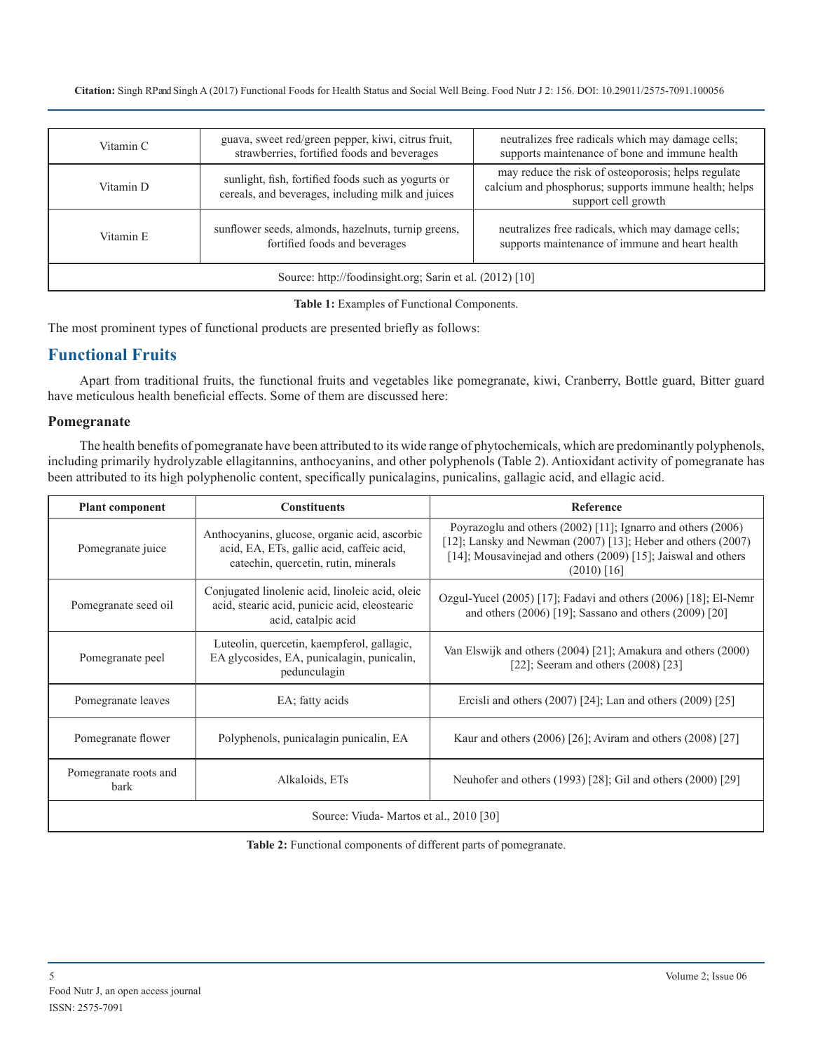| Vitamin C | guava, sweet red/green pepper, kiwi, citrus fruit, strawberries, fortified foods and beverages | neutralizes free radicals which may damage cells; supports maintenance of bone and immune health |
|---|---|---|
| Vitamin D | sunlight, fish, fortified foods such as yogurts or cereals, and beverages, including milk and juices | may reduce the risk of osteoporosis; helps regulate calcium and phosphorus; supports immune health; helps support cell growth |
| Vitamin E | sunflower seeds, almonds, hazelnuts, turnip greens, fortified foods and beverages | neutralizes free radicals, which may damage cells; supports maintenance of immune and heart health |
| Source: http://foodinsight.org; Sarin et al. (2012) [10] | | |

**Table 1:** Examples of Functional Components.

The most prominent types of functional products are presented briefly as follows:

## Functional Fruits

Apart from traditional fruits, the functional fruits and vegetables like pomegranate, kiwi, Cranberry, Bottle guard, Bitter guard have meticulous health beneficial effects. Some of them are discussed here:

### Pomegranate

The health benefits of pomegranate have been attributed to its wide range of phytochemicals, which are predominantly polyphenols, including primarily hydrolyzable ellagitannins, anthocyanins, and other polyphenols (Table 2). Antioxidant activity of pomegranate has been attributed to its high polyphenolic content, specifically punicalagins, punicalins, gallagic acid, and ellagic acid.

| Plant component | Constituents | Reference |
|---|---|---|
| Pomegranate juice | Anthocyanins, glucose, organic acid, ascorbic acid, EA, ETs, gallic acid, caffeic acid, catechin, quercetin, rutin, minerals | Poyrazoglu and others (2002) [11]; Ignarro and others (2006) [12]; Lansky and Newman (2007) [13]; Heber and others (2007) [14]; Mousavinejad and others (2009) [15]; Jaiswal and others (2010) [16] |
| Pomegranate seed oil | Conjugated linolenic acid, linoleic acid, oleic acid, stearic acid, punicic acid, eleostearic acid, catalpic acid | Ozgul-Yucel (2005) [17]; Fadavi and others (2006) [18]; El-Nemr and others (2006) [19]; Sassano and others (2009) [20] |
| Pomegranate peel | Luteolin, quercetin, kaempferol, gallagic, EA glycosides, EA, punicalagin, punicalin, pedunculagin | Van Elswijk and others (2004) [21]; Amakura and others (2000) [22]; Seeram and others (2008) [23] |
| Pomegranate leaves | EA; fatty acids | Ercisli and others (2007) [24]; Lan and others (2009) [25] |
| Pomegranate flower | Polyphenols, punicalagin punicalin, EA | Kaur and others (2006) [26]; Aviram and others (2008) [27] |
| Pomegranate roots and bark | Alkaloids, ETs | Neuhofer and others (1993) [28]; Gil and others (2000) [29] |
| Source: Viuda- Martos et al., 2010 [30] | | |

**Table 2:** Functional components of different parts of pomegranate.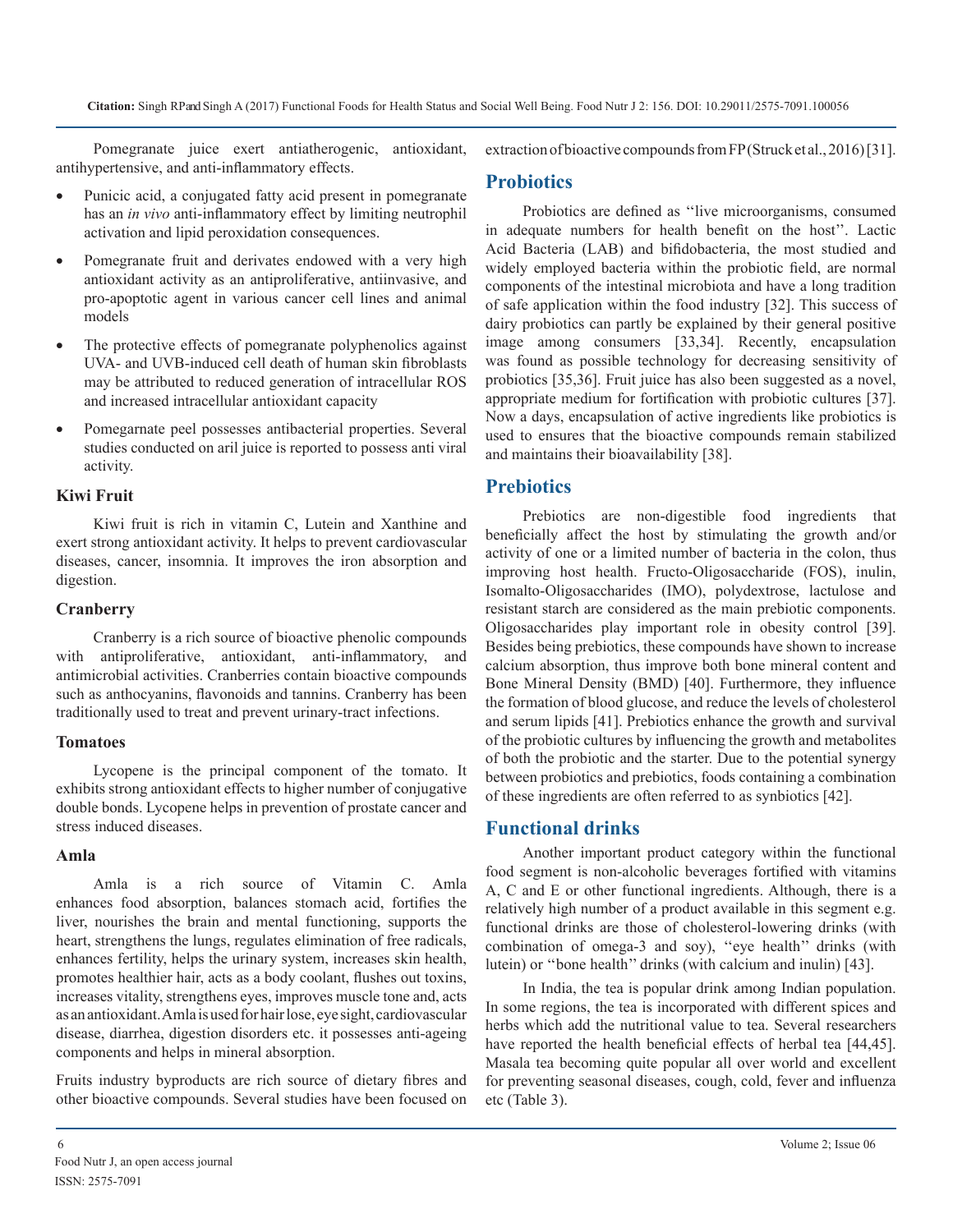Pomegranate juice exert antiatherogenic, antioxidant, antihypertensive, and anti-inflammatory effects.

- Punicic acid, a conjugated fatty acid present in pomegranate has an *in vivo* anti-inflammatory effect by limiting neutrophil activation and lipid peroxidation consequences.
- Pomegranate fruit and derivates endowed with a very high antioxidant activity as an antiproliferative, antiinvasive, and pro-apoptotic agent in various cancer cell lines and animal models
- The protective effects of pomegranate polyphenolics against UVA- and UVB-induced cell death of human skin fibroblasts may be attributed to reduced generation of intracellular ROS and increased intracellular antioxidant capacity
- Pomegarnate peel possesses antibacterial properties. Several studies conducted on aril juice is reported to possess anti viral activity.

### Kiwi Fruit

Kiwi fruit is rich in vitamin C, Lutein and Xanthine and exert strong antioxidant activity. It helps to prevent cardiovascular diseases, cancer, insomnia. It improves the iron absorption and digestion.

### Cranberry

Cranberry is a rich source of bioactive phenolic compounds with antiproliferative, antioxidant, anti-inflammatory, and antimicrobial activities. Cranberries contain bioactive compounds such as anthocyanins, flavonoids and tannins. Cranberry has been traditionally used to treat and prevent urinary-tract infections.

### Tomatoes

Lycopene is the principal component of the tomato. It exhibits strong antioxidant effects to higher number of conjugative double bonds. Lycopene helps in prevention of prostate cancer and stress induced diseases.

### Amla

Amla is a rich source of Vitamin C. Amla enhances food absorption, balances stomach acid, fortifies the liver, nourishes the brain and mental functioning, supports the heart, strengthens the lungs, regulates elimination of free radicals, enhances fertility, helps the urinary system, increases skin health, promotes healthier hair, acts as a body coolant, flushes out toxins, increases vitality, strengthens eyes, improves muscle tone and, acts as an antioxidant. Amla is used for hair lose, eye sight, cardiovascular disease, diarrhea, digestion disorders etc. it possesses anti-ageing components and helps in mineral absorption.

Fruits industry byproducts are rich source of dietary fibres and other bioactive compounds. Several studies have been focused on extraction of bioactive compounds from FP (Struck et al., 2016) [31].

## Probiotics

Probiotics are defined as ''live microorganisms, consumed in adequate numbers for health benefit on the host''. Lactic Acid Bacteria (LAB) and bifidobacteria, the most studied and widely employed bacteria within the probiotic field, are normal components of the intestinal microbiota and have a long tradition of safe application within the food industry [32]. This success of dairy probiotics can partly be explained by their general positive image among consumers [33,34]. Recently, encapsulation was found as possible technology for decreasing sensitivity of probiotics [35,36]. Fruit juice has also been suggested as a novel, appropriate medium for fortification with probiotic cultures [37]. Now a days, encapsulation of active ingredients like probiotics is used to ensures that the bioactive compounds remain stabilized and maintains their bioavailability [38].

## Prebiotics

Prebiotics are non-digestible food ingredients that beneficially affect the host by stimulating the growth and/or activity of one or a limited number of bacteria in the colon, thus improving host health. Fructo-Oligosaccharide (FOS), inulin, Isomalto-Oligosaccharides (IMO), polydextrose, lactulose and resistant starch are considered as the main prebiotic components. Oligosaccharides play important role in obesity control [39]. Besides being prebiotics, these compounds have shown to increase calcium absorption, thus improve both bone mineral content and Bone Mineral Density (BMD) [40]. Furthermore, they influence the formation of blood glucose, and reduce the levels of cholesterol and serum lipids [41]. Prebiotics enhance the growth and survival of the probiotic cultures by influencing the growth and metabolites of both the probiotic and the starter. Due to the potential synergy between probiotics and prebiotics, foods containing a combination of these ingredients are often referred to as synbiotics [42].

## Functional drinks

Another important product category within the functional food segment is non-alcoholic beverages fortified with vitamins A, C and E or other functional ingredients. Although, there is a relatively high number of a product available in this segment e.g. functional drinks are those of cholesterol-lowering drinks (with combination of omega-3 and soy), ''eye health'' drinks (with lutein) or ''bone health'' drinks (with calcium and inulin) [43].

In India, the tea is popular drink among Indian population. In some regions, the tea is incorporated with different spices and herbs which add the nutritional value to tea. Several researchers have reported the health beneficial effects of herbal tea [44,45]. Masala tea becoming quite popular all over world and excellent for preventing seasonal diseases, cough, cold, fever and influenza etc (Table 3).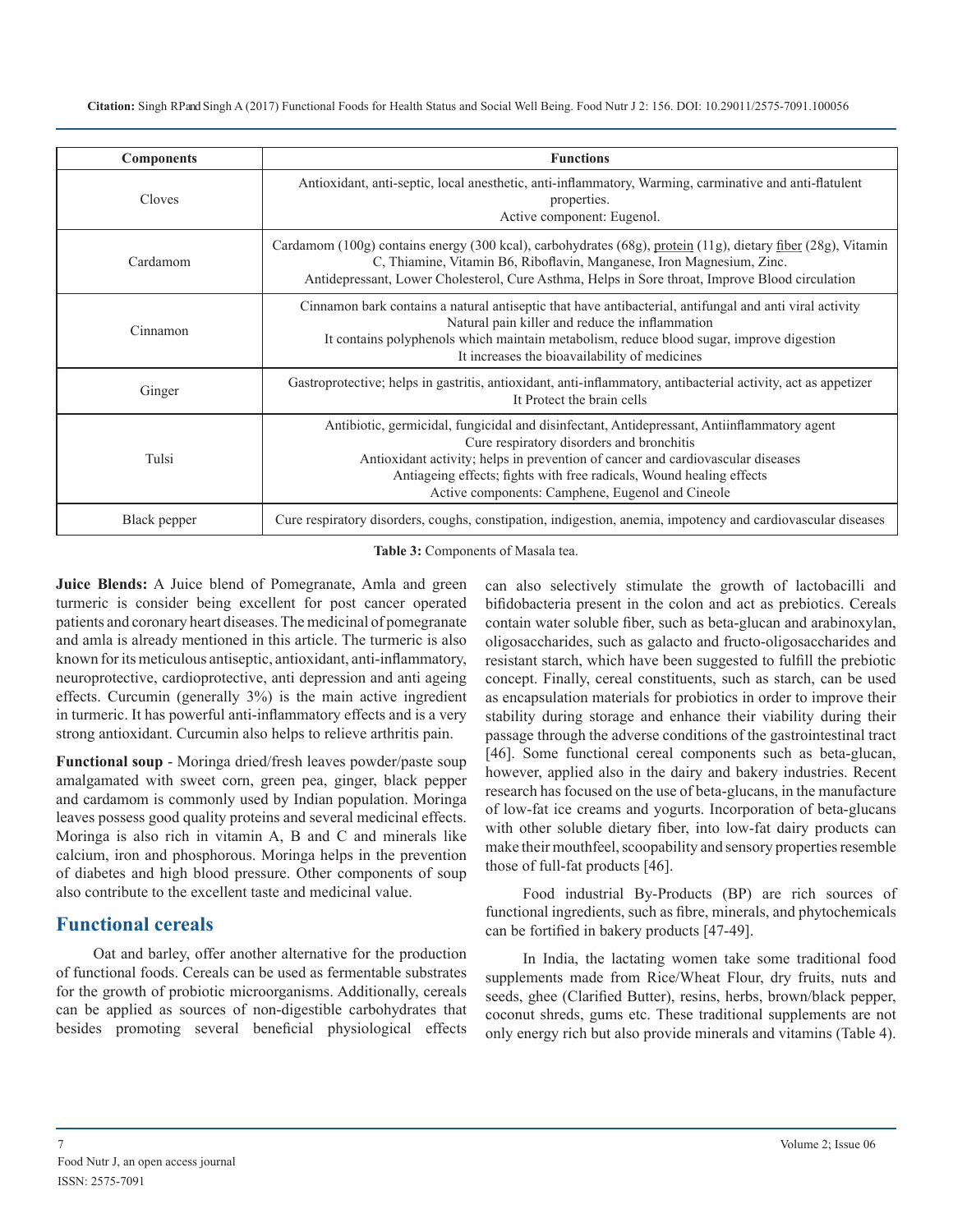| Components | Functions |
|---|---|
| Cloves | Antioxidant, anti-septic, local anesthetic, anti-inflammatory, Warming, carminative and anti-flatulent properties. Active component: Eugenol. |
| Cardamom | Cardamom (100g) contains energy (300 kcal), carbohydrates (68g), protein (11g), dietary fiber (28g), Vitamin C, Thiamine, Vitamin B6, Riboflavin, Manganese, Iron Magnesium, Zinc. Antidepressant, Lower Cholesterol, Cure Asthma, Helps in Sore throat, Improve Blood circulation |
| Cinnamon | Cinnamon bark contains a natural antiseptic that have antibacterial, antifungal and anti viral activity Natural pain killer and reduce the inflammation It contains polyphenols which maintain metabolism, reduce blood sugar, improve digestion It increases the bioavailability of medicines |
| Ginger | Gastroprotective; helps in gastritis, antioxidant, anti-inflammatory, antibacterial activity, act as appetizer It Protect the brain cells |
| Tulsi | Antibiotic, germicidal, fungicidal and disinfectant, Antidepressant, Antiinflammatory agent Cure respiratory disorders and bronchitis Antioxidant activity; helps in prevention of cancer and cardiovascular diseases Antiageing effects; fights with free radicals, Wound healing effects Active components: Camphene, Eugenol and Cineole |
| Black pepper | Cure respiratory disorders, coughs, constipation, indigestion, anemia, impotency and cardiovascular diseases |

**Table 3:** Components of Masala tea.

**Juice Blends:** A Juice blend of Pomegranate, Amla and green turmeric is consider being excellent for post cancer operated patients and coronary heart diseases. The medicinal of pomegranate and amla is already mentioned in this article. The turmeric is also known for its meticulous antiseptic, antioxidant, anti-inflammatory, neuroprotective, cardioprotective, anti depression and anti ageing effects. Curcumin (generally 3%) is the main active ingredient in turmeric. It has powerful anti-inflammatory effects and is a very strong antioxidant. Curcumin also helps to relieve arthritis pain.

**Functional soup** - Moringa dried/fresh leaves powder/paste soup amalgamated with sweet corn, green pea, ginger, black pepper and cardamom is commonly used by Indian population. Moringa leaves possess good quality proteins and several medicinal effects. Moringa is also rich in vitamin A, B and C and minerals like calcium, iron and phosphorous. Moringa helps in the prevention of diabetes and high blood pressure. Other components of soup also contribute to the excellent taste and medicinal value.

## Functional cereals

Oat and barley, offer another alternative for the production of functional foods. Cereals can be used as fermentable substrates for the growth of probiotic microorganisms. Additionally, cereals can be applied as sources of non-digestible carbohydrates that besides promoting several beneficial physiological effects can also selectively stimulate the growth of lactobacilli and bifidobacteria present in the colon and act as prebiotics. Cereals contain water soluble fiber, such as beta-glucan and arabinoxylan, oligosaccharides, such as galacto and fructo-oligosaccharides and resistant starch, which have been suggested to fulfill the prebiotic concept. Finally, cereal constituents, such as starch, can be used as encapsulation materials for probiotics in order to improve their stability during storage and enhance their viability during their passage through the adverse conditions of the gastrointestinal tract [46]. Some functional cereal components such as beta-glucan, however, applied also in the dairy and bakery industries. Recent research has focused on the use of beta-glucans, in the manufacture of low-fat ice creams and yogurts. Incorporation of beta-glucans with other soluble dietary fiber, into low-fat dairy products can make their mouthfeel, scoopability and sensory properties resemble those of full-fat products [46].

Food industrial By-Products (BP) are rich sources of functional ingredients, such as fibre, minerals, and phytochemicals can be fortified in bakery products [47-49].

In India, the lactating women take some traditional food supplements made from Rice/Wheat Flour, dry fruits, nuts and seeds, ghee (Clarified Butter), resins, herbs, brown/black pepper, coconut shreds, gums etc. These traditional supplements are not only energy rich but also provide minerals and vitamins (Table 4).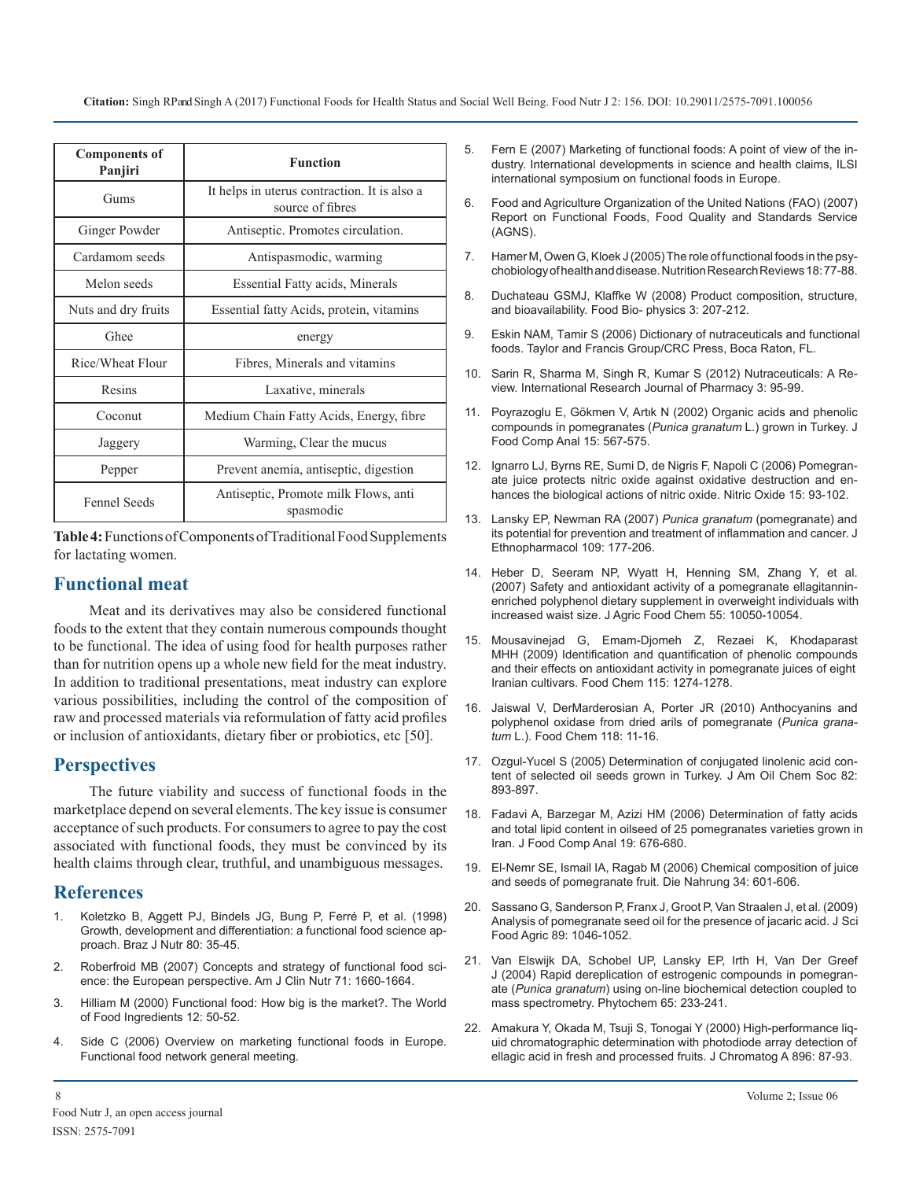| Components of Panjiri | Function |
|---|---|
| Gums | It helps in uterus contraction. It is also a source of fibres |
| Ginger Powder | Antiseptic. Promotes circulation. |
| Cardamom seeds | Antispasmodic, warming |
| Melon seeds | Essential Fatty acids, Minerals |
| Nuts and dry fruits | Essential fatty Acids, protein, vitamins |
| Ghee | energy |
| Rice/Wheat Flour | Fibres, Minerals and vitamins |
| Resins | Laxative, minerals |
| Coconut | Medium Chain Fatty Acids, Energy, fibre |
| Jaggery | Warming, Clear the mucus |
| Pepper | Prevent anemia, antiseptic, digestion |
| Fennel Seeds | Antiseptic, Promote milk Flows, anti spasmodic |

**Table 4:** Functions of Components of Traditional Food Supplements for lactating women.

## Functional meat

Meat and its derivatives may also be considered functional foods to the extent that they contain numerous compounds thought to be functional. The idea of using food for health purposes rather than for nutrition opens up a whole new field for the meat industry. In addition to traditional presentations, meat industry can explore various possibilities, including the control of the composition of raw and processed materials via reformulation of fatty acid profiles or inclusion of antioxidants, dietary fiber or probiotics, etc [50].

## Perspectives

The future viability and success of functional foods in the marketplace depend on several elements. The key issue is consumer acceptance of such products. For consumers to agree to pay the cost associated with functional foods, they must be convinced by its health claims through clear, truthful, and unambiguous messages.

## References

1. Koletzko B, Aggett PJ, Bindels JG, Bung P, Ferré P, et al. (1998) Growth, development and differentiation: a functional food science approach. Braz J Nutr 80: 35-45.
2. Roberfroid MB (2007) Concepts and strategy of functional food science: the European perspective. Am J Clin Nutr 71: 1660-1664.
3. Hilliam M (2000) Functional food: How big is the market?. The World of Food Ingredients 12: 50-52.
4. Side C (2006) Overview on marketing functional foods in Europe. Functional food network general meeting.
5. Fern E (2007) Marketing of functional foods: A point of view of the industry. International developments in science and health claims, ILSI international symposium on functional foods in Europe.
6. Food and Agriculture Organization of the United Nations (FAO) (2007) Report on Functional Foods, Food Quality and Standards Service (AGNS).
7. Hamer M, Owen G, Kloek J (2005) The role of functional foods in the psychobiology of health and disease. Nutrition Research Reviews 18: 77-88.
8. Duchateau GSMJ, Klaffke W (2008) Product composition, structure, and bioavailability. Food Bio- physics 3: 207-212.
9. Eskin NAM, Tamir S (2006) Dictionary of nutraceuticals and functional foods. Taylor and Francis Group/CRC Press, Boca Raton, FL.
10. Sarin R, Sharma M, Singh R, Kumar S (2012) Nutraceuticals: A Review. International Research Journal of Pharmacy 3: 95-99.
11. Poyrazoglu E, Gökmen V, Artık N (2002) Organic acids and phenolic compounds in pomegranates (*Punica granatum* L.) grown in Turkey. J Food Comp Anal 15: 567-575.
12. Ignarro LJ, Byrns RE, Sumi D, de Nigris F, Napoli C (2006) Pomegranate juice protects nitric oxide against oxidative destruction and enhances the biological actions of nitric oxide. Nitric Oxide 15: 93-102.
13. Lansky EP, Newman RA (2007) *Punica granatum* (pomegranate) and its potential for prevention and treatment of inflammation and cancer. J Ethnopharmacol 109: 177-206.
14. Heber D, Seeram NP, Wyatt H, Henning SM, Zhang Y, et al. (2007) Safety and antioxidant activity of a pomegranate ellagitannin-enriched polyphenol dietary supplement in overweight individuals with increased waist size. J Agric Food Chem 55: 10050-10054.
15. Mousavinejad G, Emam-Djomeh Z, Rezaei K, Khodaparast MHH (2009) Identification and quantification of phenolic compounds and their effects on antioxidant activity in pomegranate juices of eight Iranian cultivars. Food Chem 115: 1274-1278.
16. Jaiswal V, DerMarderosian A, Porter JR (2010) Anthocyanins and polyphenol oxidase from dried arils of pomegranate (*Punica granatum* L.). Food Chem 118: 11-16.
17. Ozgul-Yucel S (2005) Determination of conjugated linolenic acid content of selected oil seeds grown in Turkey. J Am Oil Chem Soc 82: 893-897.
18. Fadavi A, Barzegar M, Azizi HM (2006) Determination of fatty acids and total lipid content in oilseed of 25 pomegranates varieties grown in Iran. J Food Comp Anal 19: 676-680.
19. El-Nemr SE, Ismail IA, Ragab M (2006) Chemical composition of juice and seeds of pomegranate fruit. Die Nahrung 34: 601-606.
20. Sassano G, Sanderson P, Franx J, Groot P, Van Straalen J, et al. (2009) Analysis of pomegranate seed oil for the presence of jacaric acid. J Sci Food Agric 89: 1046-1052.
21. Van Elswijk DA, Schobel UP, Lansky EP, Irth H, Van Der Greef J (2004) Rapid dereplication of estrogenic compounds in pomegranate (*Punica granatum*) using on-line biochemical detection coupled to mass spectrometry. Phytochem 65: 233-241.
22. Amakura Y, Okada M, Tsuji S, Tonogai Y (2000) High-performance liquid chromatographic determination with photodiode array detection of ellagic acid in fresh and processed fruits. J Chromatog A 896: 87-93.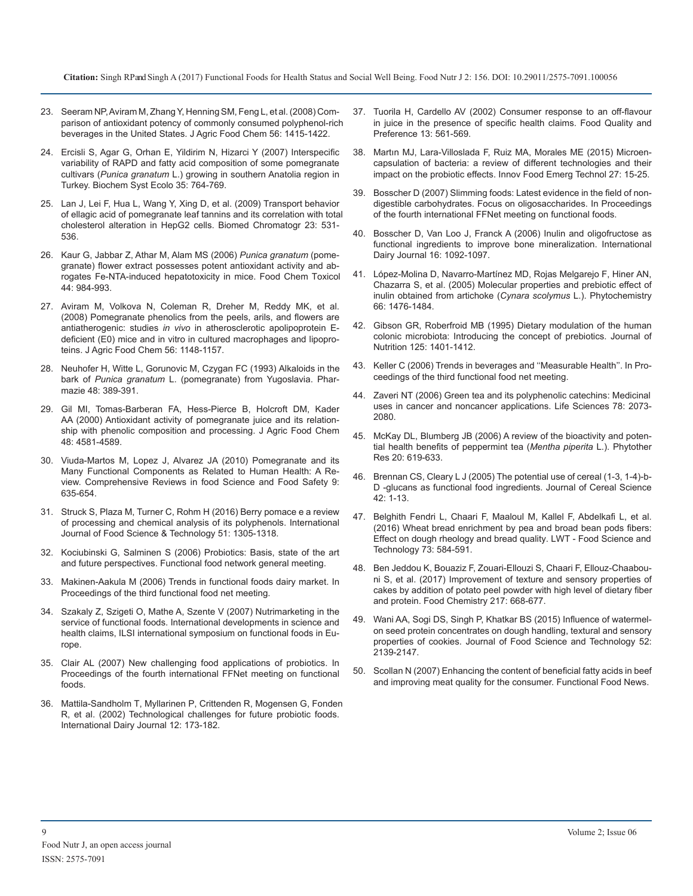23. Seeram NP, Aviram M, Zhang Y, Henning SM, Feng L, et al. (2008) Comparison of antioxidant potency of commonly consumed polyphenol-rich beverages in the United States. J Agric Food Chem 56: 1415-1422.

24. Ercisli S, Agar G, Orhan E, Yildirim N, Hizarci Y (2007) Interspecific variability of RAPD and fatty acid composition of some pomegranate cultivars (*Punica granatum* L.) growing in southern Anatolia region in Turkey. Biochem Syst Ecolo 35: 764-769.

25. Lan J, Lei F, Hua L, Wang Y, Xing D, et al. (2009) Transport behavior of ellagic acid of pomegranate leaf tannins and its correlation with total cholesterol alteration in HepG2 cells. Biomed Chromatogr 23: 531-536.

26. Kaur G, Jabbar Z, Athar M, Alam MS (2006) *Punica granatum* (pomegranate) flower extract possesses potent antioxidant activity and abrogates Fe-NTA-induced hepatotoxicity in mice. Food Chem Toxicol 44: 984-993.

27. Aviram M, Volkova N, Coleman R, Dreher M, Reddy MK, et al. (2008) Pomegranate phenolics from the peels, arils, and flowers are antiatherogenic: studies *in vivo* in atherosclerotic apolipoprotein E-deficient (E0) mice and in vitro in cultured macrophages and lipoproteins. J Agric Food Chem 56: 1148-1157.

28. Neuhofer H, Witte L, Gorunovic M, Czygan FC (1993) Alkaloids in the bark of *Punica granatum* L. (pomegranate) from Yugoslavia. Pharmazie 48: 389-391.

29. Gil MI, Tomas-Barberan FA, Hess-Pierce B, Holcroft DM, Kader AA (2000) Antioxidant activity of pomegranate juice and its relationship with phenolic composition and processing. J Agric Food Chem 48: 4581-4589.

30. Viuda-Martos M, Lopez J, Alvarez JA (2010) Pomegranate and its Many Functional Components as Related to Human Health: A Review. Comprehensive Reviews in food Science and Food Safety 9: 635-654.

31. Struck S, Plaza M, Turner C, Rohm H (2016) Berry pomace e a review of processing and chemical analysis of its polyphenols. International Journal of Food Science & Technology 51: 1305-1318.

32. Kociubinski G, Salminen S (2006) Probiotics: Basis, state of the art and future perspectives. Functional food network general meeting.

33. Makinen-Aakula M (2006) Trends in functional foods dairy market. In Proceedings of the third functional food net meeting.

34. Szakaly Z, Szigeti O, Mathe A, Szente V (2007) Nutrimarketing in the service of functional foods. International developments in science and health claims, ILSI international symposium on functional foods in Europe.

35. Clair AL (2007) New challenging food applications of probiotics. In Proceedings of the fourth international FFNet meeting on functional foods.

36. Mattila-Sandholm T, Myllarinen P, Crittenden R, Mogensen G, Fonden R, et al. (2002) Technological challenges for future probiotic foods. International Dairy Journal 12: 173-182.

37. Tuorila H, Cardello AV (2002) Consumer response to an off-flavour in juice in the presence of specific health claims. Food Quality and Preference 13: 561-569.

38. Martın MJ, Lara-Villoslada F, Ruiz MA, Morales ME (2015) Microencapsulation of bacteria: a review of different technologies and their impact on the probiotic effects. Innov Food Emerg Technol 27: 15-25.

39. Bosscher D (2007) Slimming foods: Latest evidence in the field of non-digestible carbohydrates. Focus on oligosaccharides. In Proceedings of the fourth international FFNet meeting on functional foods.

40. Bosscher D, Van Loo J, Franck A (2006) Inulin and oligofructose as functional ingredients to improve bone mineralization. International Dairy Journal 16: 1092-1097.

41. López-Molina D, Navarro-Martínez MD, Rojas Melgarejo F, Hiner AN, Chazarra S, et al. (2005) Molecular properties and prebiotic effect of inulin obtained from artichoke (*Cynara scolymus* L.). Phytochemistry 66: 1476-1484.

42. Gibson GR, Roberfroid MB (1995) Dietary modulation of the human colonic microbiota: Introducing the concept of prebiotics. Journal of Nutrition 125: 1401-1412.

43. Keller C (2006) Trends in beverages and ''Measurable Health''. In Proceedings of the third functional food net meeting.

44. Zaveri NT (2006) Green tea and its polyphenolic catechins: Medicinal uses in cancer and noncancer applications. Life Sciences 78: 2073-2080.

45. McKay DL, Blumberg JB (2006) A review of the bioactivity and potential health benefits of peppermint tea (*Mentha piperita* L.). Phytother Res 20: 619-633.

46. Brennan CS, Cleary L J (2005) The potential use of cereal (1-3, 1-4)-b-D -glucans as functional food ingredients. Journal of Cereal Science 42: 1-13.

47. Belghith Fendri L, Chaari F, Maaloul M, Kallel F, Abdelkafi L, et al. (2016) Wheat bread enrichment by pea and broad bean pods fibers: Effect on dough rheology and bread quality. LWT - Food Science and Technology 73: 584-591.

48. Ben Jeddou K, Bouaziz F, Zouari-Ellouzi S, Chaari F, Ellouz-Chaabouni S, et al. (2017) Improvement of texture and sensory properties of cakes by addition of potato peel powder with high level of dietary fiber and protein. Food Chemistry 217: 668-677.

49. Wani AA, Sogi DS, Singh P, Khatkar BS (2015) Influence of watermelon seed protein concentrates on dough handling, textural and sensory properties of cookies. Journal of Food Science and Technology 52: 2139-2147.

50. Scollan N (2007) Enhancing the content of beneficial fatty acids in beef and improving meat quality for the consumer. Functional Food News.